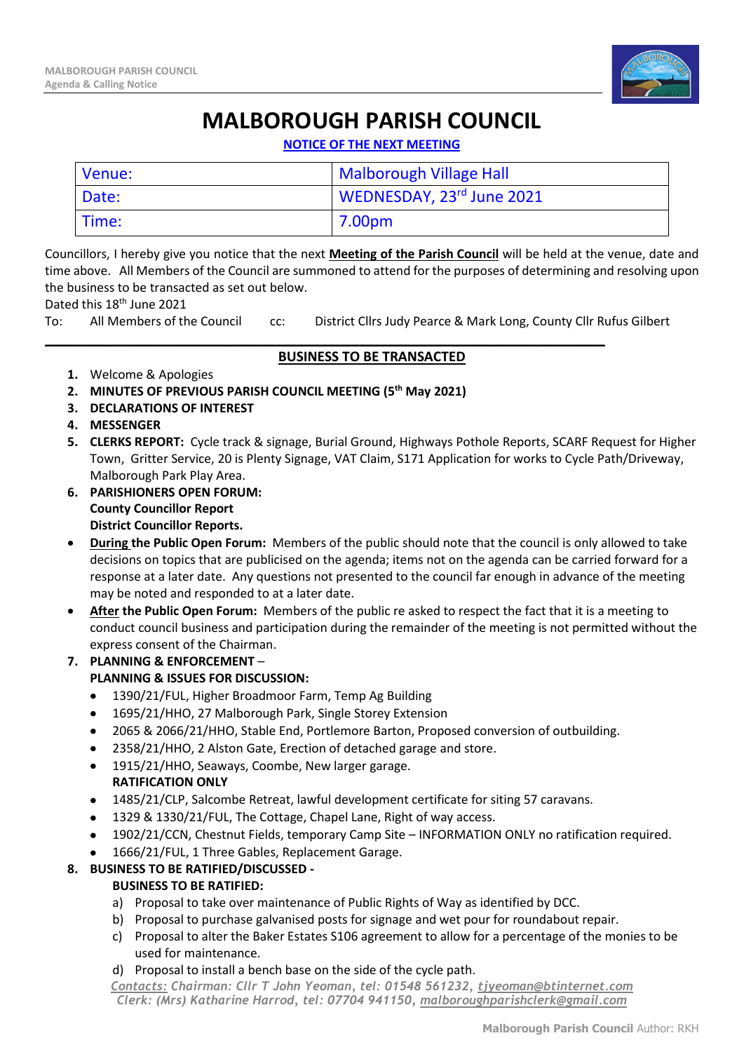# MALBOROUGH PARISH COUNCIL

**NOTICE OF THE NEXT MEETING**

| Venue: | Malborough Village Hall |
|---|---|
| Date: | WEDNESDAY, 23rd June 2021 |
| Time: | 7.00pm |

Councillors, I hereby give you notice that the next **Meeting of the Parish Council** will be held at the venue, date and time above. All Members of the Council are summoned to attend for the purposes of determining and resolving upon the business to be transacted as set out below.

Dated this 18th June 2021

To: All Members of the Council cc: District Cllrs Judy Pearce & Mark Long, County Cllr Rufus Gilbert

## BUSINESS TO BE TRANSACTED

1. Welcome & Apologies
2. **MINUTES OF PREVIOUS PARISH COUNCIL MEETING (5th May 2021)**
3. **DECLARATIONS OF INTEREST**
4. **MESSENGER**
5. **CLERKS REPORT:** Cycle track & signage, Burial Ground, Highways Pothole Reports, SCARF Request for Higher Town, Gritter Service, 20 is Plenty Signage, VAT Claim, S171 Application for works to Cycle Path/Driveway, Malborough Park Play Area.
6. **PARISHIONERS OPEN FORUM:**
   **County Councillor Report**
   **District Councillor Reports.**

- **During the Public Open Forum:** Members of the public should note that the council is only allowed to take decisions on topics that are publicised on the agenda; items not on the agenda can be carried forward for a response at a later date. Any questions not presented to the council far enough in advance of the meeting may be noted and responded to at a later date.
- **After the Public Open Forum:** Members of the public re asked to respect the fact that it is a meeting to conduct council business and participation during the remainder of the meeting is not permitted without the express consent of the Chairman.

7. **PLANNING & ENFORCEMENT** –
   **PLANNING & ISSUES FOR DISCUSSION:**
   - 1390/21/FUL, Higher Broadmoor Farm, Temp Ag Building
   - 1695/21/HHO, 27 Malborough Park, Single Storey Extension
   - 2065 & 2066/21/HHO, Stable End, Portlemore Barton, Proposed conversion of outbuilding.
   - 2358/21/HHO, 2 Alston Gate, Erection of detached garage and store.
   - 1915/21/HHO, Seaways, Coombe, New larger garage.

   **RATIFICATION ONLY**
   - 1485/21/CLP, Salcombe Retreat, lawful development certificate for siting 57 caravans.
   - 1329 & 1330/21/FUL, The Cottage, Chapel Lane, Right of way access.
   - 1902/21/CCN, Chestnut Fields, temporary Camp Site – INFORMATION ONLY no ratification required.
   - 1666/21/FUL, 1 Three Gables, Replacement Garage.
8. **BUSINESS TO BE RATIFIED/DISCUSSED -**
   **BUSINESS TO BE RATIFIED:**
   a) Proposal to take over maintenance of Public Rights of Way as identified by DCC.
   b) Proposal to purchase galvanised posts for signage and wet pour for roundabout repair.
   c) Proposal to alter the Baker Estates S106 agreement to allow for a percentage of the monies to be used for maintenance.
   d) Proposal to install a bench base on the side of the cycle path.

*Contacts: Chairman: Cllr T John Yeoman, tel: 01548 561232, tjyeoman@btinternet.com*
*Clerk: (Mrs) Katharine Harrod, tel: 07704 941150, malboroughparishclerk@gmail.com*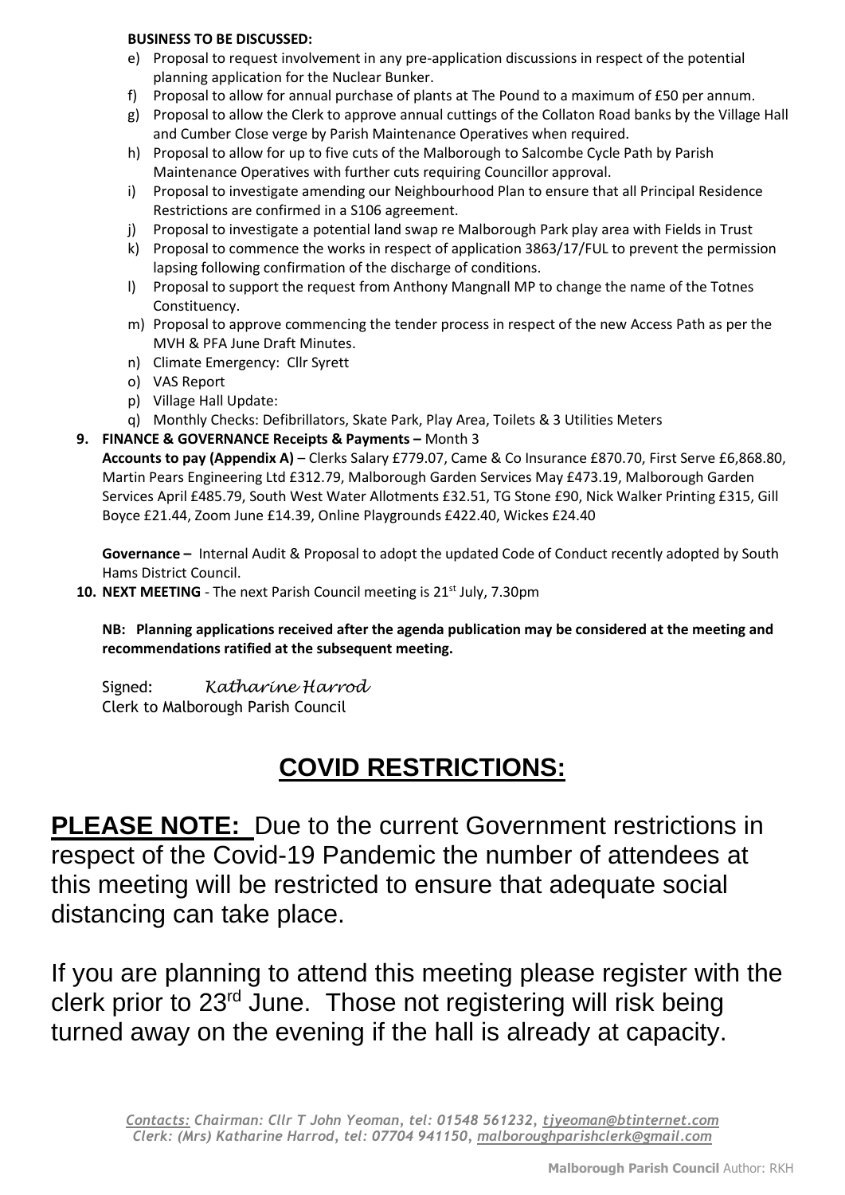**BUSINESS TO BE DISCUSSED:**

e) Proposal to request involvement in any pre-application discussions in respect of the potential planning application for the Nuclear Bunker.
f) Proposal to allow for annual purchase of plants at The Pound to a maximum of £50 per annum.
g) Proposal to allow the Clerk to approve annual cuttings of the Collaton Road banks by the Village Hall and Cumber Close verge by Parish Maintenance Operatives when required.
h) Proposal to allow for up to five cuts of the Malborough to Salcombe Cycle Path by Parish Maintenance Operatives with further cuts requiring Councillor approval.
i) Proposal to investigate amending our Neighbourhood Plan to ensure that all Principal Residence Restrictions are confirmed in a S106 agreement.
j) Proposal to investigate a potential land swap re Malborough Park play area with Fields in Trust
k) Proposal to commence the works in respect of application 3863/17/FUL to prevent the permission lapsing following confirmation of the discharge of conditions.
l) Proposal to support the request from Anthony Mangnall MP to change the name of the Totnes Constituency.
m) Proposal to approve commencing the tender process in respect of the new Access Path as per the MVH & PFA June Draft Minutes.
n) Climate Emergency: Cllr Syrett
o) VAS Report
p) Village Hall Update:
q) Monthly Checks: Defibrillators, Skate Park, Play Area, Toilets & 3 Utilities Meters

**9. FINANCE & GOVERNANCE Receipts & Payments –** Month 3

**Accounts to pay (Appendix A)** – Clerks Salary £779.07, Came & Co Insurance £870.70, First Serve £6,868.80, Martin Pears Engineering Ltd £312.79, Malborough Garden Services May £473.19, Malborough Garden Services April £485.79, South West Water Allotments £32.51, TG Stone £90, Nick Walker Printing £315, Gill Boyce £21.44, Zoom June £14.39, Online Playgrounds £422.40, Wickes £24.40

**Governance –** Internal Audit & Proposal to adopt the updated Code of Conduct recently adopted by South Hams District Council.

**10. NEXT MEETING** - The next Parish Council meeting is 21st July, 7.30pm

**NB: Planning applications received after the agenda publication may be considered at the meeting and recommendations ratified at the subsequent meeting.**

Signed: *Katharine Harrod*
Clerk to Malborough Parish Council

# COVID RESTRICTIONS:

**PLEASE NOTE:** Due to the current Government restrictions in respect of the Covid-19 Pandemic the number of attendees at this meeting will be restricted to ensure that adequate social distancing can take place.

If you are planning to attend this meeting please register with the clerk prior to 23rd June. Those not registering will risk being turned away on the evening if the hall is already at capacity.

*Contacts: Chairman: Cllr T John Yeoman, tel: 01548 561232, tjyeoman@btinternet.com*
*Clerk: (Mrs) Katharine Harrod, tel: 07704 941150, malboroughparishclerk@gmail.com*

**Malborough Parish Council** Author: RKH